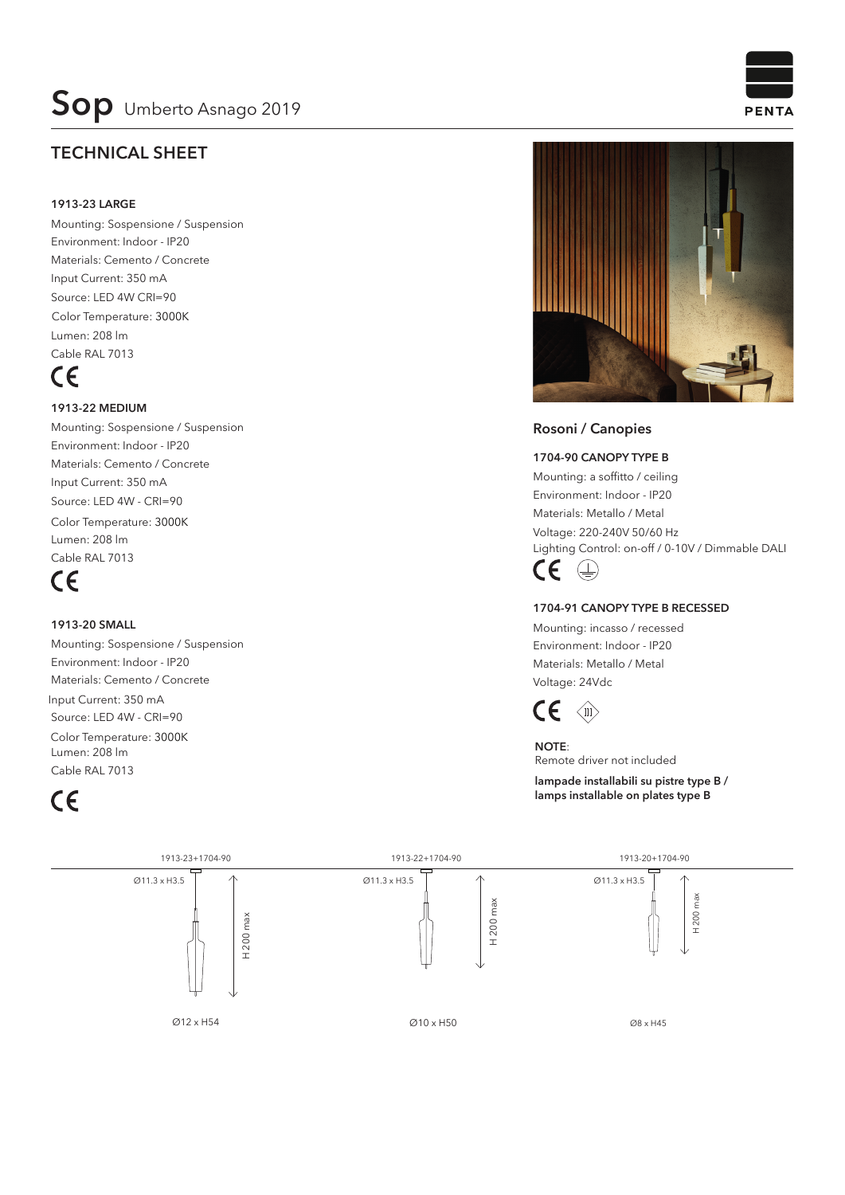# Sop Umberto Asnago 2019

PENTA

## TECHNICAL SHEET

### 1913-23 LARGE

Mounting: Sospensione / Suspension
Environment: Indoor - IP20
Materials: Cemento / Concrete
Input Current: 350 mA
Source: LED 4W CRI=90
Color Temperature: 3000K
Lumen: 208 lm
Cable RAL 7013

CE

### 1913-22 MEDIUM

Mounting: Sospensione / Suspension
Environment: Indoor - IP20
Materials: Cemento / Concrete
Input Current: 350 mA
Source: LED 4W - CRI=90
Color Temperature: 3000K
Lumen: 208 lm
Cable RAL 7013

CE

### 1913-20 SMALL

Mounting: Sospensione / Suspension
Environment: Indoor - IP20
Materials: Cemento / Concrete
Input Current: 350 mA
Source: LED 4W - CRI=90
Color Temperature: 3000K
Lumen: 208 lm
Cable RAL 7013

CE

## Rosoni / Canopies

### 1704-90 CANOPY TYPE B

Mounting: a soffitto / ceiling
Environment: Indoor - IP20
Materials: Metallo / Metal
Voltage: 220-240V 50/60 Hz
Lighting Control: on-off / 0-10V / Dimmable DALI

CE

### 1704-91 CANOPY TYPE B RECESSED

Mounting: incasso / recessed
Environment: Indoor - IP20
Materials: Metallo / Metal
Voltage: 24Vdc

CE

**NOTE**:
Remote driver not included

**lampade installabili su pistre type B / lamps installable on plates type B**

1913-23+1704-90
Ø11.3 x H3.5
H 200 max
Ø12 x H54

1913-22+1704-90
Ø11.3 x H3.5
H 200 max
Ø10 x H50

1913-20+1704-90
Ø11.3 x H3.5
H 200 max
Ø8 x H45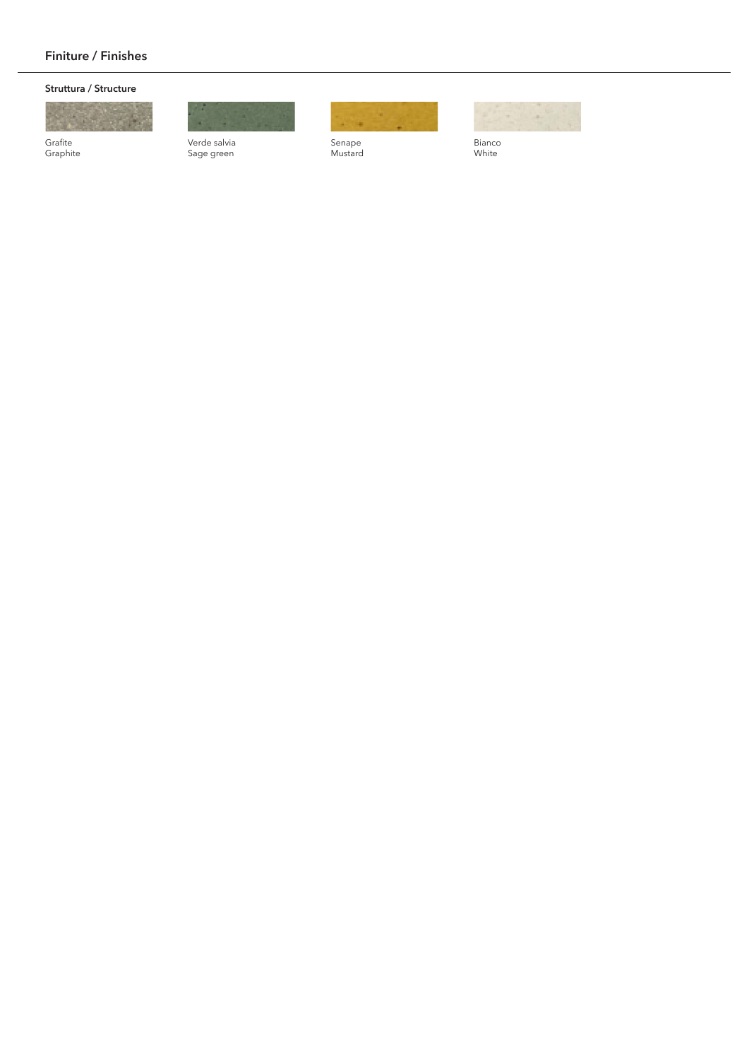## Finiture / Finishes

### Struttura / Structure

Grafite
Graphite

Verde salvia
Sage green

Senape
Mustard

Bianco
White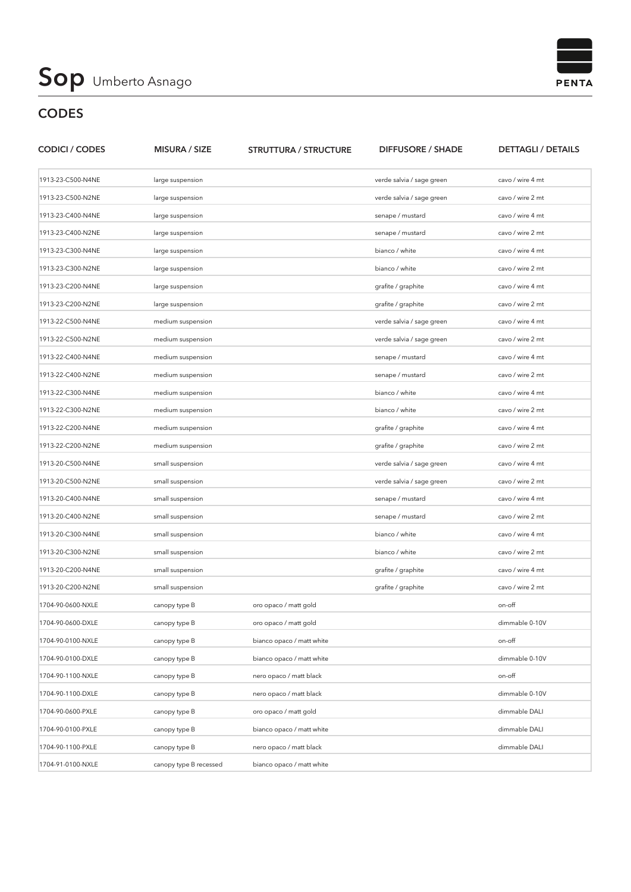# Sop Umberto Asnago

## CODES

| CODICI / CODES | MISURA / SIZE | STRUTTURA / STRUCTURE | DIFFUSORE / SHADE | DETTAGLI / DETAILS |
|---|---|---|---|---|
| 1913-23-C500-N4NE | large suspension | | verde salvia / sage green | cavo / wire 4 mt |
| 1913-23-C500-N2NE | large suspension | | verde salvia / sage green | cavo / wire 2 mt |
| 1913-23-C400-N4NE | large suspension | | senape / mustard | cavo / wire 4 mt |
| 1913-23-C400-N2NE | large suspension | | senape / mustard | cavo / wire 2 mt |
| 1913-23-C300-N4NE | large suspension | | bianco / white | cavo / wire 4 mt |
| 1913-23-C300-N2NE | large suspension | | bianco / white | cavo / wire 2 mt |
| 1913-23-C200-N4NE | large suspension | | grafite / graphite | cavo / wire 4 mt |
| 1913-23-C200-N2NE | large suspension | | grafite / graphite | cavo / wire 2 mt |
| 1913-22-C500-N4NE | medium suspension | | verde salvia / sage green | cavo / wire 4 mt |
| 1913-22-C500-N2NE | medium suspension | | verde salvia / sage green | cavo / wire 2 mt |
| 1913-22-C400-N4NE | medium suspension | | senape / mustard | cavo / wire 4 mt |
| 1913-22-C400-N2NE | medium suspension | | senape / mustard | cavo / wire 2 mt |
| 1913-22-C300-N4NE | medium suspension | | bianco / white | cavo / wire 4 mt |
| 1913-22-C300-N2NE | medium suspension | | bianco / white | cavo / wire 2 mt |
| 1913-22-C200-N4NE | medium suspension | | grafite / graphite | cavo / wire 4 mt |
| 1913-22-C200-N2NE | medium suspension | | grafite / graphite | cavo / wire 2 mt |
| 1913-20-C500-N4NE | small suspension | | verde salvia / sage green | cavo / wire 4 mt |
| 1913-20-C500-N2NE | small suspension | | verde salvia / sage green | cavo / wire 2 mt |
| 1913-20-C400-N4NE | small suspension | | senape / mustard | cavo / wire 4 mt |
| 1913-20-C400-N2NE | small suspension | | senape / mustard | cavo / wire 2 mt |
| 1913-20-C300-N4NE | small suspension | | bianco / white | cavo / wire 4 mt |
| 1913-20-C300-N2NE | small suspension | | bianco / white | cavo / wire 2 mt |
| 1913-20-C200-N4NE | small suspension | | grafite / graphite | cavo / wire 4 mt |
| 1913-20-C200-N2NE | small suspension | | grafite / graphite | cavo / wire 2 mt |
| 1704-90-0600-NXLE | canopy type B | oro opaco / matt gold | | on-off |
| 1704-90-0600-DXLE | canopy type B | oro opaco / matt gold | | dimmable 0-10V |
| 1704-90-0100-NXLE | canopy type B | bianco opaco / matt white | | on-off |
| 1704-90-0100-DXLE | canopy type B | bianco opaco / matt white | | dimmable 0-10V |
| 1704-90-1100-NXLE | canopy type B | nero opaco / matt black | | on-off |
| 1704-90-1100-DXLE | canopy type B | nero opaco / matt black | | dimmable 0-10V |
| 1704-90-0600-PXLE | canopy type B | oro opaco / matt gold | | dimmable DALI |
| 1704-90-0100-PXLE | canopy type B | bianco opaco / matt white | | dimmable DALI |
| 1704-90-1100-PXLE | canopy type B | nero opaco / matt black | | dimmable DALI |
| 1704-91-0100-NXLE | canopy type B recessed | bianco opaco / matt white | | |